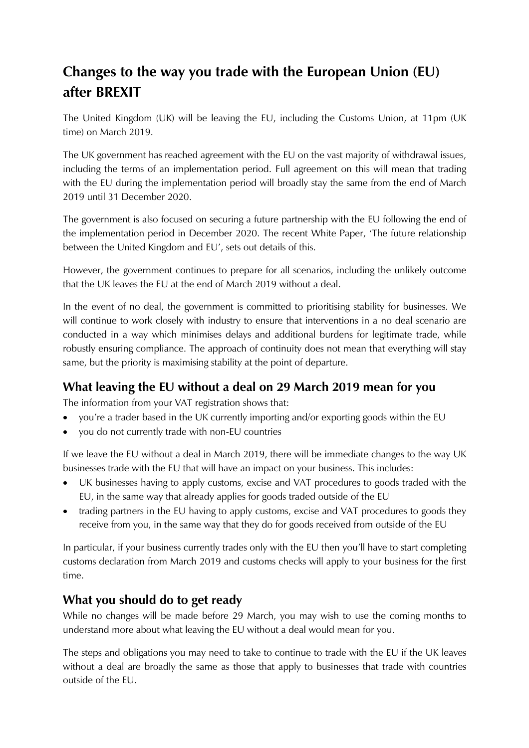# Changes to the way you trade with the European Union (EU) after BREXIT

The United Kingdom (UK) will be leaving the EU, including the Customs Union, at 11pm (UK time) on March 2019.

The UK government has reached agreement with the EU on the vast majority of withdrawal issues, including the terms of an implementation period. Full agreement on this will mean that trading with the EU during the implementation period will broadly stay the same from the end of March 2019 until 31 December 2020.

The government is also focused on securing a future partnership with the EU following the end of the implementation period in December 2020. The recent White Paper, 'The future relationship between the United Kingdom and EU', sets out details of this.

However, the government continues to prepare for all scenarios, including the unlikely outcome that the UK leaves the EU at the end of March 2019 without a deal.

In the event of no deal, the government is committed to prioritising stability for businesses. We will continue to work closely with industry to ensure that interventions in a no deal scenario are conducted in a way which minimises delays and additional burdens for legitimate trade, while robustly ensuring compliance. The approach of continuity does not mean that everything will stay same, but the priority is maximising stability at the point of departure.

## What leaving the EU without a deal on 29 March 2019 mean for you

The information from your VAT registration shows that:

- you're a trader based in the UK currently importing and/or exporting goods within the EU
- you do not currently trade with non-EU countries

If we leave the EU without a deal in March 2019, there will be immediate changes to the way UK businesses trade with the EU that will have an impact on your business. This includes:

- UK businesses having to apply customs, excise and VAT procedures to goods traded with the EU, in the same way that already applies for goods traded outside of the EU
- trading partners in the EU having to apply customs, excise and VAT procedures to goods they receive from you, in the same way that they do for goods received from outside of the EU

In particular, if your business currently trades only with the EU then you'll have to start completing customs declaration from March 2019 and customs checks will apply to your business for the first time.

## What you should do to get ready

While no changes will be made before 29 March, you may wish to use the coming months to understand more about what leaving the EU without a deal would mean for you.

The steps and obligations you may need to take to continue to trade with the EU if the UK leaves without a deal are broadly the same as those that apply to businesses that trade with countries outside of the EU.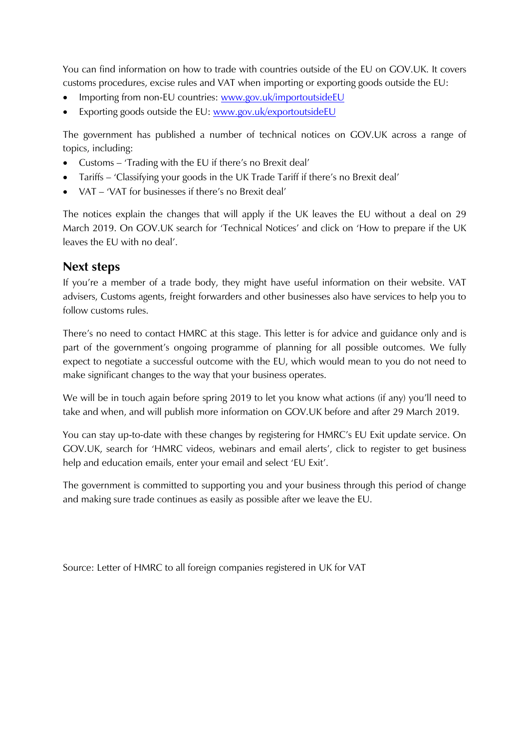You can find information on how to trade with countries outside of the EU on GOV.UK. It covers customs procedures, excise rules and VAT when importing or exporting goods outside the EU:

- Importing from non-EU countries: [www.gov.uk/importoutsideEU](www.gov.uk/importoutsideEU)
- Exporting goods outside the EU: [www.gov.uk/exportoutsideEU](www.gov.uk/exportoutsideEU)

The government has published a number of technical notices on GOV.UK across a range of topics, including:

- Customs – 'Trading with the EU if there's no Brexit deal'
- Tariffs – 'Classifying your goods in the UK Trade Tariff if there's no Brexit deal'
- VAT – 'VAT for businesses if there's no Brexit deal'

The notices explain the changes that will apply if the UK leaves the EU without a deal on 29 March 2019. On GOV.UK search for 'Technical Notices' and click on 'How to prepare if the UK leaves the EU with no deal'.

## Next steps

If you're a member of a trade body, they might have useful information on their website. VAT advisers, Customs agents, freight forwarders and other businesses also have services to help you to follow customs rules.

There's no need to contact HMRC at this stage. This letter is for advice and guidance only and is part of the government's ongoing programme of planning for all possible outcomes. We fully expect to negotiate a successful outcome with the EU, which would mean to you do not need to make significant changes to the way that your business operates.

We will be in touch again before spring 2019 to let you know what actions (if any) you'll need to take and when, and will publish more information on GOV.UK before and after 29 March 2019.

You can stay up-to-date with these changes by registering for HMRC's EU Exit update service. On GOV.UK, search for 'HMRC videos, webinars and email alerts', click to register to get business help and education emails, enter your email and select 'EU Exit'.

The government is committed to supporting you and your business through this period of change and making sure trade continues as easily as possible after we leave the EU.

Source: Letter of HMRC to all foreign companies registered in UK for VAT